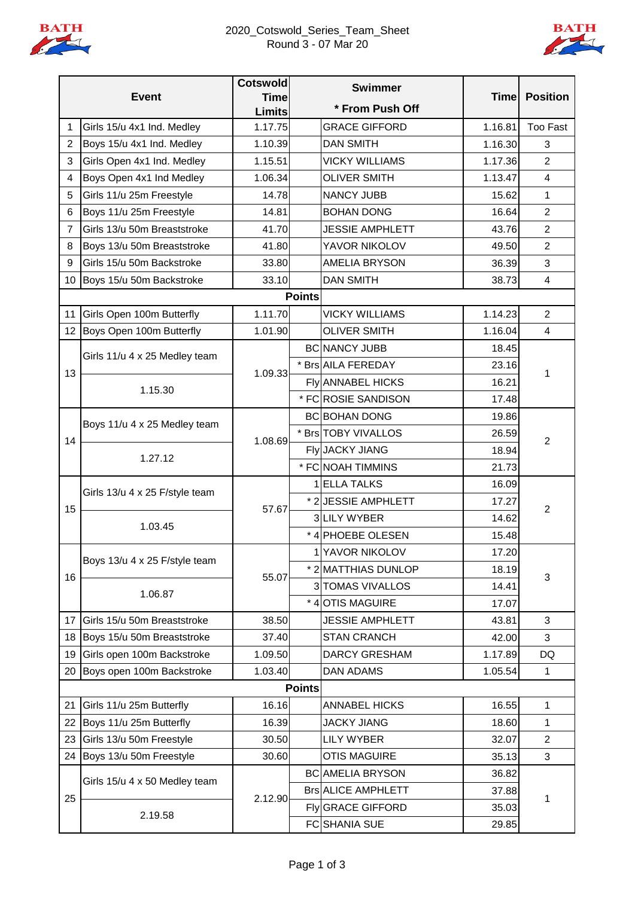# 2020_Cotswold_Series_Team_Sheet

Round 3 - 07 Mar 20

| | Event | Cotswold Time Limits | Swimmer * From Push Off | | Time | Position |
|---|---|---|---|---|---|---|
| 1 | Girls 15/u 4x1 Ind. Medley | 1.17.75 | | GRACE GIFFORD | 1.16.81 | Too Fast |
| 2 | Boys 15/u 4x1 Ind. Medley | 1.10.39 | | DAN SMITH | 1.16.30 | 3 |
| 3 | Girls Open 4x1 Ind. Medley | 1.15.51 | | VICKY WILLIAMS | 1.17.36 | 2 |
| 4 | Boys Open 4x1 Ind Medley | 1.06.34 | | OLIVER SMITH | 1.13.47 | 4 |
| 5 | Girls 11/u 25m Freestyle | 14.78 | | NANCY JUBB | 15.62 | 1 |
| 6 | Boys 11/u 25m Freestyle | 14.81 | | BOHAN DONG | 16.64 | 2 |
| 7 | Girls 13/u 50m Breaststroke | 41.70 | | JESSIE AMPHLETT | 43.76 | 2 |
| 8 | Boys 13/u 50m Breaststroke | 41.80 | | YAVOR NIKOLOV | 49.50 | 2 |
| 9 | Girls 15/u 50m Backstroke | 33.80 | | AMELIA BRYSON | 36.39 | 3 |
| 10 | Boys 15/u 50m Backstroke | 33.10 | | DAN SMITH | 38.73 | 4 |
| | | | Points | | | |
| 11 | Girls Open 100m Butterfly | 1.11.70 | | VICKY WILLIAMS | 1.14.23 | 2 |
| 12 | Boys Open 100m Butterfly | 1.01.90 | | OLIVER SMITH | 1.16.04 | 4 |
| 13 | Girls 11/u 4 x 25 Medley team | 1.09.33 | BC | NANCY JUBB | 18.45 | 1 |
| | 1.15.30 | | * Brs | AILA FEREDAY | 23.16 | |
| | | | Fly | ANNABEL HICKS | 16.21 | |
| | | | * FC | ROSIE SANDISON | 17.48 | |
| 14 | Boys 11/u 4 x 25 Medley team | 1.08.69 | BC | BOHAN DONG | 19.86 | 2 |
| | 1.27.12 | | * Brs | TOBY VIVALLOS | 26.59 | |
| | | | Fly | JACKY JIANG | 18.94 | |
| | | | * FC | NOAH TIMMINS | 21.73 | |
| 15 | Girls 13/u 4 x 25 F/style team | 57.67 | 1 | ELLA TALKS | 16.09 | 2 |
| | 1.03.45 | | * 2 | JESSIE AMPHLETT | 17.27 | |
| | | | 3 | LILY WYBER | 14.62 | |
| | | | * 4 | PHOEBE OLESEN | 15.48 | |
| 16 | Boys 13/u 4 x 25 F/style team | 55.07 | 1 | YAVOR NIKOLOV | 17.20 | 3 |
| | 1.06.87 | | * 2 | MATTHIAS DUNLOP | 18.19 | |
| | | | 3 | TOMAS VIVALLOS | 14.41 | |
| | | | * 4 | OTIS MAGUIRE | 17.07 | |
| 17 | Girls 15/u 50m Breaststroke | 38.50 | | JESSIE AMPHLETT | 43.81 | 3 |
| 18 | Boys 15/u 50m Breaststroke | 37.40 | | STAN CRANCH | 42.00 | 3 |
| 19 | Girls open 100m Backstroke | 1.09.50 | | DARCY GRESHAM | 1.17.89 | DQ |
| 20 | Boys open 100m Backstroke | 1.03.40 | | DAN ADAMS | 1.05.54 | 1 |
| | | | Points | | | |
| 21 | Girls 11/u 25m Butterfly | 16.16 | | ANNABEL HICKS | 16.55 | 1 |
| 22 | Boys 11/u 25m Butterfly | 16.39 | | JACKY JIANG | 18.60 | 1 |
| 23 | Girls 13/u 50m Freestyle | 30.50 | | LILY WYBER | 32.07 | 2 |
| 24 | Boys 13/u 50m Freestyle | 30.60 | | OTIS MAGUIRE | 35.13 | 3 |
| 25 | Girls 15/u 4 x 50 Medley team | 2.12.90 | BC | AMELIA BRYSON | 36.82 | 1 |
| | 2.19.58 | | Brs | ALICE AMPHLETT | 37.88 | |
| | | | Fly | GRACE GIFFORD | 35.03 | |
| | | | FC | SHANIA SUE | 29.85 | |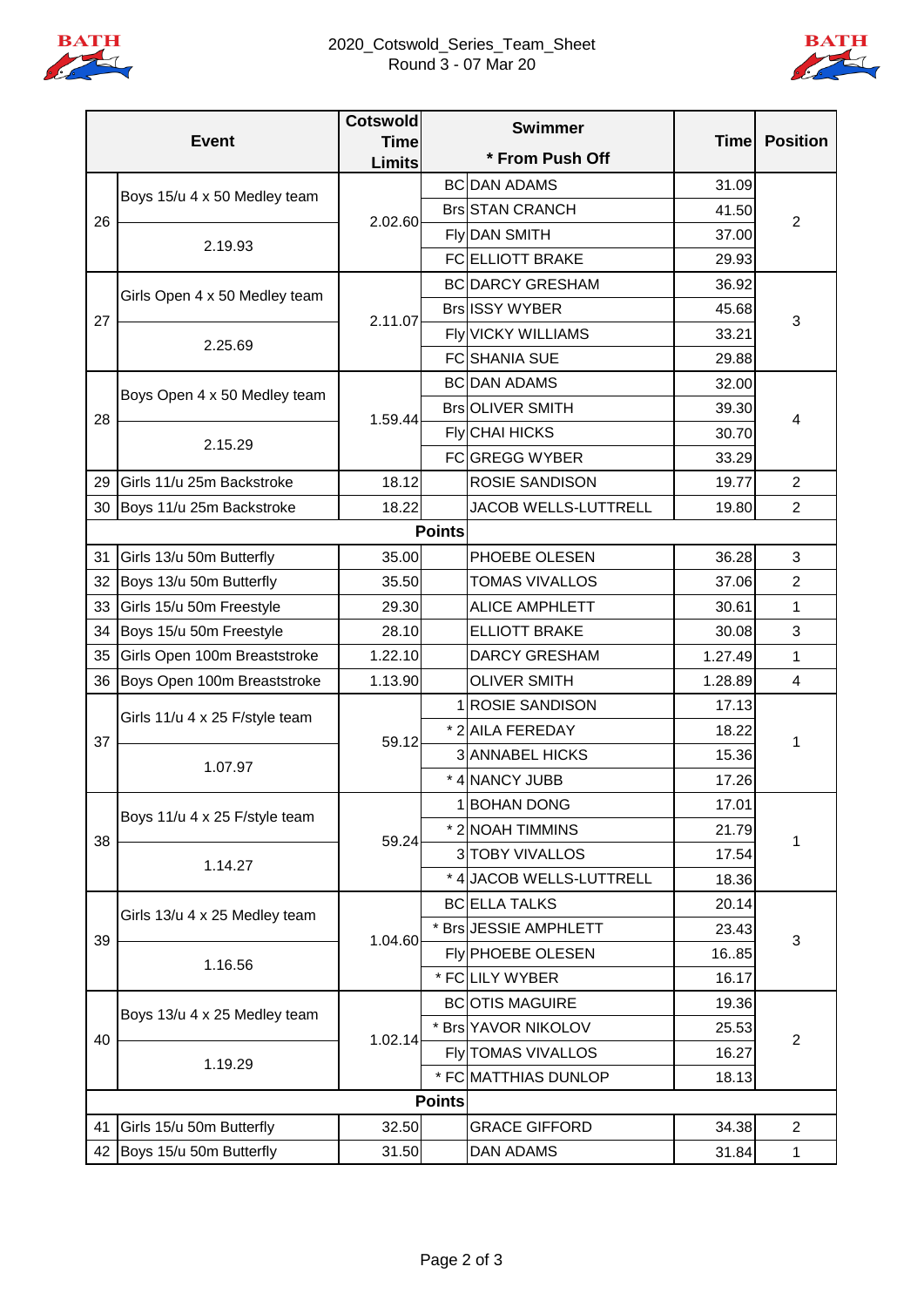# 2020_Cotswold_Series_Team_Sheet

Round 3 - 07 Mar 20

| | Event | Cotswold Time Limits | Swimmer * From Push Off | | Time | Position |
|---|---|---|---|---|---|---|
| 26 | Boys 15/u 4 x 50 Medley team | 2.02.60 | BC | DAN ADAMS | 31.09 | 2 |
| | | | Brs | STAN CRANCH | 41.50 | |
| | 2.19.93 | | Fly | DAN SMITH | 37.00 | |
| | | | FC | ELLIOTT BRAKE | 29.93 | |
| 27 | Girls Open 4 x 50 Medley team | 2.11.07 | BC | DARCY GRESHAM | 36.92 | 3 |
| | | | Brs | ISSY WYBER | 45.68 | |
| | 2.25.69 | | Fly | VICKY WILLIAMS | 33.21 | |
| | | | FC | SHANIA SUE | 29.88 | |
| 28 | Boys Open 4 x 50 Medley team | 1.59.44 | BC | DAN ADAMS | 32.00 | 4 |
| | | | Brs | OLIVER SMITH | 39.30 | |
| | 2.15.29 | | Fly | CHAI HICKS | 30.70 | |
| | | | FC | GREGG WYBER | 33.29 | |
| 29 | Girls 11/u 25m Backstroke | 18.12 | | ROSIE SANDISON | 19.77 | 2 |
| 30 | Boys 11/u 25m Backstroke | 18.22 | | JACOB WELLS-LUTTRELL | 19.80 | 2 |
| | | | **Points** | | | |
| 31 | Girls 13/u 50m Butterfly | 35.00 | | PHOEBE OLESEN | 36.28 | 3 |
| 32 | Boys 13/u 50m Butterfly | 35.50 | | TOMAS VIVALLOS | 37.06 | 2 |
| 33 | Girls 15/u 50m Freestyle | 29.30 | | ALICE AMPHLETT | 30.61 | 1 |
| 34 | Boys 15/u 50m Freestyle | 28.10 | | ELLIOTT BRAKE | 30.08 | 3 |
| 35 | Girls Open 100m Breaststroke | 1.22.10 | | DARCY GRESHAM | 1.27.49 | 1 |
| 36 | Boys Open 100m Breaststroke | 1.13.90 | | OLIVER SMITH | 1.28.89 | 4 |
| 37 | Girls 11/u 4 x 25 F/style team | 59.12 | 1 | ROSIE SANDISON | 17.13 | 1 |
| | | | * 2 | AILA FEREDAY | 18.22 | |
| | 1.07.97 | | 3 | ANNABEL HICKS | 15.36 | |
| | | | * 4 | NANCY JUBB | 17.26 | |
| 38 | Boys 11/u 4 x 25 F/style team | 59.24 | 1 | BOHAN DONG | 17.01 | 1 |
| | | | * 2 | NOAH TIMMINS | 21.79 | |
| | 1.14.27 | | 3 | TOBY VIVALLOS | 17.54 | |
| | | | * 4 | JACOB WELLS-LUTTRELL | 18.36 | |
| 39 | Girls 13/u 4 x 25 Medley team | 1.04.60 | BC | ELLA TALKS | 20.14 | 3 |
| | | | * Brs | JESSIE AMPHLETT | 23.43 | |
| | 1.16.56 | | Fly | PHOEBE OLESEN | 16..85 | |
| | | | * FC | LILY WYBER | 16.17 | |
| 40 | Boys 13/u 4 x 25 Medley team | 1.02.14 | BC | OTIS MAGUIRE | 19.36 | 2 |
| | | | * Brs | YAVOR NIKOLOV | 25.53 | |
| | 1.19.29 | | Fly | TOMAS VIVALLOS | 16.27 | |
| | | | * FC | MATTHIAS DUNLOP | 18.13 | |
| | | | **Points** | | | |
| 41 | Girls 15/u 50m Butterfly | 32.50 | | GRACE GIFFORD | 34.38 | 2 |
| 42 | Boys 15/u 50m Butterfly | 31.50 | | DAN ADAMS | 31.84 | 1 |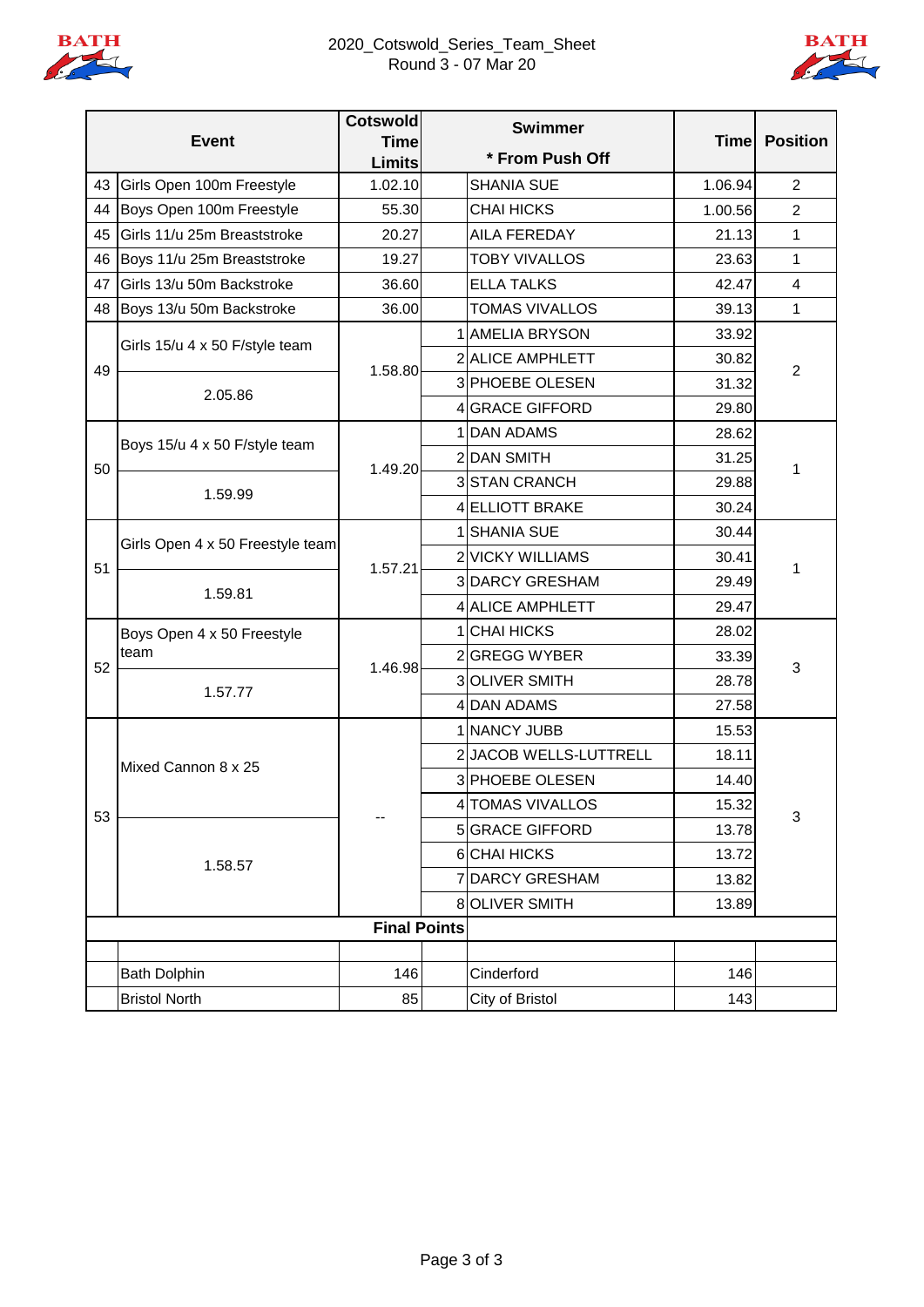2020_Cotswold_Series_Team_Sheet
Round 3 - 07 Mar 20

| | Event | Cotswold Time Limits | | Swimmer * From Push Off | Time | Position |
|---|---|---|---|---|---|---|
| 43 | Girls Open 100m Freestyle | 1.02.10 | | SHANIA SUE | 1.06.94 | 2 |
| 44 | Boys Open 100m Freestyle | 55.30 | | CHAI HICKS | 1.00.56 | 2 |
| 45 | Girls 11/u 25m Breaststroke | 20.27 | | AILA FEREDAY | 21.13 | 1 |
| 46 | Boys 11/u 25m Breaststroke | 19.27 | | TOBY VIVALLOS | 23.63 | 1 |
| 47 | Girls 13/u 50m Backstroke | 36.60 | | ELLA TALKS | 42.47 | 4 |
| 48 | Boys 13/u 50m Backstroke | 36.00 | | TOMAS VIVALLOS | 39.13 | 1 |
| 49 | Girls 15/u 4 x 50 F/style team | 1.58.80 | 1 | AMELIA BRYSON | 33.92 | 2 |
| | | | 2 | ALICE AMPHLETT | 30.82 | |
| | 2.05.86 | | 3 | PHOEBE OLESEN | 31.32 | |
| | | | 4 | GRACE GIFFORD | 29.80 | |
| 50 | Boys 15/u 4 x 50 F/style team | 1.49.20 | 1 | DAN ADAMS | 28.62 | 1 |
| | | | 2 | DAN SMITH | 31.25 | |
| | 1.59.99 | | 3 | STAN CRANCH | 29.88 | |
| | | | 4 | ELLIOTT BRAKE | 30.24 | |
| 51 | Girls Open 4 x 50 Freestyle team | 1.57.21 | 1 | SHANIA SUE | 30.44 | 1 |
| | | | 2 | VICKY WILLIAMS | 30.41 | |
| | 1.59.81 | | 3 | DARCY GRESHAM | 29.49 | |
| | | | 4 | ALICE AMPHLETT | 29.47 | |
| 52 | Boys Open 4 x 50 Freestyle team | 1.46.98 | 1 | CHAI HICKS | 28.02 | 3 |
| | | | 2 | GREGG WYBER | 33.39 | |
| | 1.57.77 | | 3 | OLIVER SMITH | 28.78 | |
| | | | 4 | DAN ADAMS | 27.58 | |
| 53 | Mixed Cannon 8 x 25 | -- | 1 | NANCY JUBB | 15.53 | 3 |
| | | | 2 | JACOB WELLS-LUTTRELL | 18.11 | |
| | | | 3 | PHOEBE OLESEN | 14.40 | |
| | | | 4 | TOMAS VIVALLOS | 15.32 | |
| | 1.58.57 | | 5 | GRACE GIFFORD | 13.78 | |
| | | | 6 | CHAI HICKS | 13.72 | |
| | | | 7 | DARCY GRESHAM | 13.82 | |
| | | | 8 | OLIVER SMITH | 13.89 | |

**Final Points**

| | | | | | | |
|---|---|---|---|---|---|---|
| | Bath Dolphin | 146 | | Cinderford | 146 | |
| | Bristol North | 85 | | City of Bristol | 143 | |